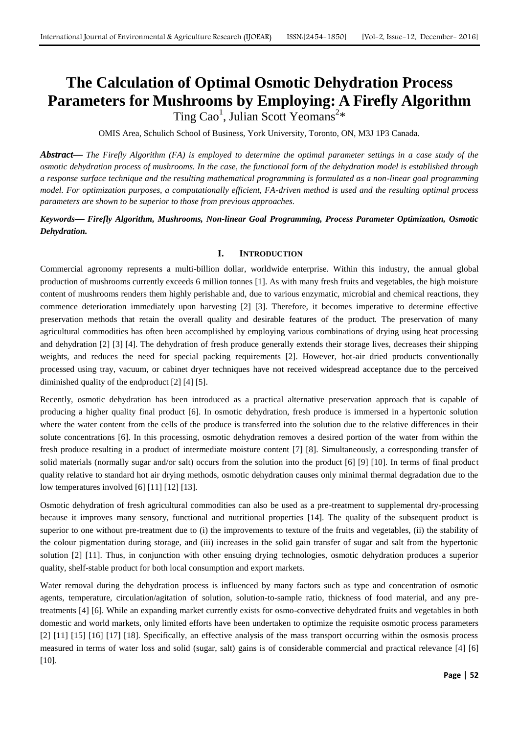# The Calculation of Optimal Osmotic Dehydration Process Parameters for Mushrooms by Employing: A Firefly Algorithm

Ting Cao[1], Julian Scott Yeomans[2]*

OMIS Area, Schulich School of Business, York University, Toronto, ON, M3J 1P3 Canada.

***Abstract*— *The Firefly Algorithm (FA) is employed to determine the optimal parameter settings in a case study of the osmotic dehydration process of mushrooms. In the case, the functional form of the dehydration model is established through a response surface technique and the resulting mathematical programming is formulated as a non-linear goal programming model. For optimization purposes, a computationally efficient, FA-driven method is used and the resulting optimal process parameters are shown to be superior to those from previous approaches.***

***Keywords*— *Firefly Algorithm, Mushrooms, Non-linear Goal Programming, Process Parameter Optimization, Osmotic Dehydration.***

## I. INTRODUCTION

Commercial agronomy represents a multi-billion dollar, worldwide enterprise. Within this industry, the annual global production of mushrooms currently exceeds 6 million tonnes [1]. As with many fresh fruits and vegetables, the high moisture content of mushrooms renders them highly perishable and, due to various enzymatic, microbial and chemical reactions, they commence deterioration immediately upon harvesting [2] [3]. Therefore, it becomes imperative to determine effective preservation methods that retain the overall quality and desirable features of the product. The preservation of many agricultural commodities has often been accomplished by employing various combinations of drying using heat processing and dehydration [2] [3] [4]. The dehydration of fresh produce generally extends their storage lives, decreases their shipping weights, and reduces the need for special packing requirements [2]. However, hot-air dried products conventionally processed using tray, vacuum, or cabinet dryer techniques have not received widespread acceptance due to the perceived diminished quality of the endproduct [2] [4] [5].

Recently, osmotic dehydration has been introduced as a practical alternative preservation approach that is capable of producing a higher quality final product [6]. In osmotic dehydration, fresh produce is immersed in a hypertonic solution where the water content from the cells of the produce is transferred into the solution due to the relative differences in their solute concentrations [6]. In this processing, osmotic dehydration removes a desired portion of the water from within the fresh produce resulting in a product of intermediate moisture content [7] [8]. Simultaneously, a corresponding transfer of solid materials (normally sugar and/or salt) occurs from the solution into the product [6] [9] [10]. In terms of final product quality relative to standard hot air drying methods, osmotic dehydration causes only minimal thermal degradation due to the low temperatures involved [6] [11] [12] [13].

Osmotic dehydration of fresh agricultural commodities can also be used as a pre-treatment to supplemental dry-processing because it improves many sensory, functional and nutritional properties [14]. The quality of the subsequent product is superior to one without pre-treatment due to (i) the improvements to texture of the fruits and vegetables, (ii) the stability of the colour pigmentation during storage, and (iii) increases in the solid gain transfer of sugar and salt from the hypertonic solution [2] [11]. Thus, in conjunction with other ensuing drying technologies, osmotic dehydration produces a superior quality, shelf-stable product for both local consumption and export markets.

Water removal during the dehydration process is influenced by many factors such as type and concentration of osmotic agents, temperature, circulation/agitation of solution, solution-to-sample ratio, thickness of food material, and any pre-treatments [4] [6]. While an expanding market currently exists for osmo-convective dehydrated fruits and vegetables in both domestic and world markets, only limited efforts have been undertaken to optimize the requisite osmotic process parameters [2] [11] [15] [16] [17] [18]. Specifically, an effective analysis of the mass transport occurring within the osmosis process measured in terms of water loss and solid (sugar, salt) gains is of considerable commercial and practical relevance [4] [6] [10].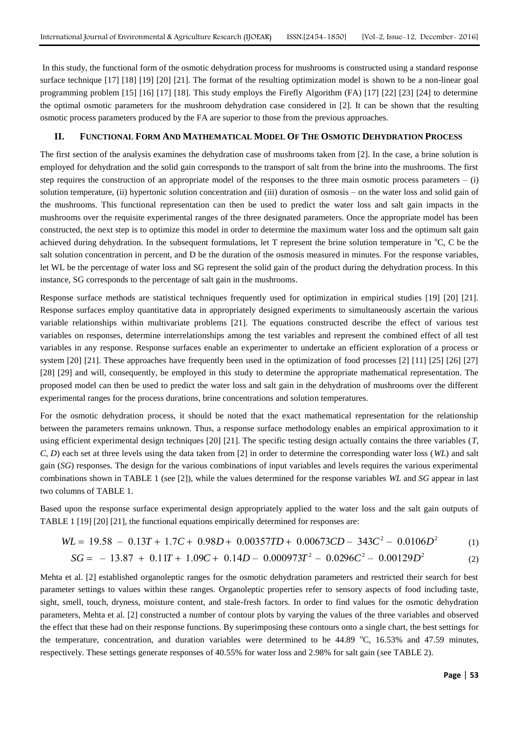In this study, the functional form of the osmotic dehydration process for mushrooms is constructed using a standard response surface technique [17] [18] [19] [20] [21]. The format of the resulting optimization model is shown to be a non-linear goal programming problem [15] [16] [17] [18]. This study employs the Firefly Algorithm (FA) [17] [22] [23] [24] to determine the optimal osmotic parameters for the mushroom dehydration case considered in [2]. It can be shown that the resulting osmotic process parameters produced by the FA are superior to those from the previous approaches.

## II. FUNCTIONAL FORM AND MATHEMATICAL MODEL OF THE OSMOTIC DEHYDRATION PROCESS

The first section of the analysis examines the dehydration case of mushrooms taken from [2]. In the case, a brine solution is employed for dehydration and the solid gain corresponds to the transport of salt from the brine into the mushrooms. The first step requires the construction of an appropriate model of the responses to the three main osmotic process parameters – (i) solution temperature, (ii) hypertonic solution concentration and (iii) duration of osmosis – on the water loss and solid gain of the mushrooms. This functional representation can then be used to predict the water loss and salt gain impacts in the mushrooms over the requisite experimental ranges of the three designated parameters. Once the appropriate model has been constructed, the next step is to optimize this model in order to determine the maximum water loss and the optimum salt gain achieved during dehydration. In the subsequent formulations, let T represent the brine solution temperature in $^{o}$C, C be the salt solution concentration in percent, and D be the duration of the osmosis measured in minutes. For the response variables, let WL be the percentage of water loss and SG represent the solid gain of the product during the dehydration process. In this instance, SG corresponds to the percentage of salt gain in the mushrooms.

Response surface methods are statistical techniques frequently used for optimization in empirical studies [19] [20] [21]. Response surfaces employ quantitative data in appropriately designed experiments to simultaneously ascertain the various variable relationships within multivariate problems [21]. The equations constructed describe the effect of various test variables on responses, determine interrelationships among the test variables and represent the combined effect of all test variables in any response. Response surfaces enable an experimenter to undertake an efficient exploration of a process or system [20] [21]. These approaches have frequently been used in the optimization of food processes [2] [11] [25] [26] [27] [28] [29] and will, consequently, be employed in this study to determine the appropriate mathematical representation. The proposed model can then be used to predict the water loss and salt gain in the dehydration of mushrooms over the different experimental ranges for the process durations, brine concentrations and solution temperatures.

For the osmotic dehydration process, it should be noted that the exact mathematical representation for the relationship between the parameters remains unknown. Thus, a response surface methodology enables an empirical approximation to it using efficient experimental design techniques [20] [21]. The specific testing design actually contains the three variables (*T, C, D*) each set at three levels using the data taken from [2] in order to determine the corresponding water loss (*WL*) and salt gain (*SG*) responses. The design for the various combinations of input variables and levels requires the various experimental combinations shown in TABLE 1 (see [2]), while the values determined for the response variables *WL* and *SG* appear in last two columns of TABLE 1.

Based upon the response surface experimental design appropriately applied to the water loss and the salt gain outputs of TABLE 1 [19] [20] [21], the functional equations empirically determined for responses are:

$$WL = 19.58 - 0.13T + 1.7C + 0.98D + 0.00357TD + 0.00673CD - 343C^2 - 0.0106D^2 \tag{1}$$

$$SG = -13.87 + 0.11T + 1.09C + 0.14D - 0.000973T^2 - 0.0296C^2 - 0.00129D^2 \tag{2}$$

Mehta et al. [2] established organoleptic ranges for the osmotic dehydration parameters and restricted their search for best parameter settings to values within these ranges. Organoleptic properties refer to sensory aspects of food including taste, sight, smell, touch, dryness, moisture content, and stale-fresh factors. In order to find values for the osmotic dehydration parameters, Mehta et al. [2] constructed a number of contour plots by varying the values of the three variables and observed the effect that these had on their response functions. By superimposing these contours onto a single chart, the best settings for the temperature, concentration, and duration variables were determined to be 44.89 $^{o}$C, 16.53% and 47.59 minutes, respectively. These settings generate responses of 40.55% for water loss and 2.98% for salt gain (see TABLE 2).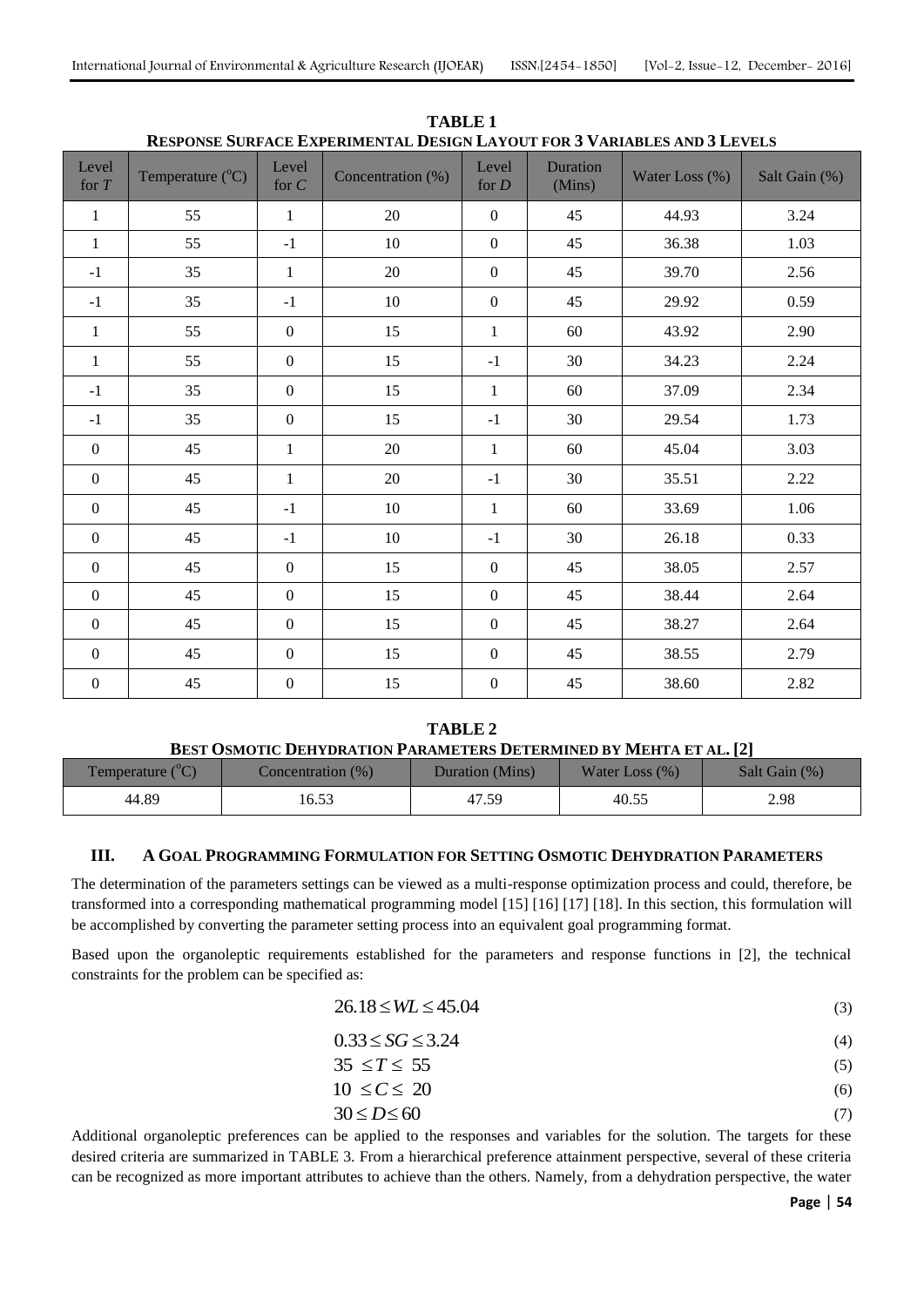**TABLE 1**
**RESPONSE SURFACE EXPERIMENTAL DESIGN LAYOUT FOR 3 VARIABLES AND 3 LEVELS**

| Level for $T$ | Temperature ($^{o}$C) | Level for $C$ | Concentration (%) | Level for $D$ | Duration (Mins) | Water Loss (%) | Salt Gain (%) |
|---|---|---|---|---|---|---|---|
| 1 | 55 | 1 | 20 | 0 | 45 | 44.93 | 3.24 |
| 1 | 55 | -1 | 10 | 0 | 45 | 36.38 | 1.03 |
| -1 | 35 | 1 | 20 | 0 | 45 | 39.70 | 2.56 |
| -1 | 35 | -1 | 10 | 0 | 45 | 29.92 | 0.59 |
| 1 | 55 | 0 | 15 | 1 | 60 | 43.92 | 2.90 |
| 1 | 55 | 0 | 15 | -1 | 30 | 34.23 | 2.24 |
| -1 | 35 | 0 | 15 | 1 | 60 | 37.09 | 2.34 |
| -1 | 35 | 0 | 15 | -1 | 30 | 29.54 | 1.73 |
| 0 | 45 | 1 | 20 | 1 | 60 | 45.04 | 3.03 |
| 0 | 45 | 1 | 20 | -1 | 30 | 35.51 | 2.22 |
| 0 | 45 | -1 | 10 | 1 | 60 | 33.69 | 1.06 |
| 0 | 45 | -1 | 10 | -1 | 30 | 26.18 | 0.33 |
| 0 | 45 | 0 | 15 | 0 | 45 | 38.05 | 2.57 |
| 0 | 45 | 0 | 15 | 0 | 45 | 38.44 | 2.64 |
| 0 | 45 | 0 | 15 | 0 | 45 | 38.27 | 2.64 |
| 0 | 45 | 0 | 15 | 0 | 45 | 38.55 | 2.79 |
| 0 | 45 | 0 | 15 | 0 | 45 | 38.60 | 2.82 |

**TABLE 2**
**BEST OSMOTIC DEHYDRATION PARAMETERS DETERMINED BY MEHTA ET AL. [2]**

| Temperature ($^{o}$C) | Concentration (%) | Duration (Mins) | Water Loss (%) | Salt Gain (%) |
|---|---|---|---|---|
| 44.89 | 16.53 | 47.59 | 40.55 | 2.98 |

## III. A GOAL PROGRAMMING FORMULATION FOR SETTING OSMOTIC DEHYDRATION PARAMETERS

The determination of the parameters settings can be viewed as a multi-response optimization process and could, therefore, be transformed into a corresponding mathematical programming model [15] [16] [17] [18]. In this section, this formulation will be accomplished by converting the parameter setting process into an equivalent goal programming format.

Based upon the organoleptic requirements established for the parameters and response functions in [2], the technical constraints for the problem can be specified as:

$$26.18 \le WL \le 45.04 \tag{3}$$

$$0.33 \le SG \le 3.24 \tag{4}$$

$$35 \le T \le 55 \tag{5}$$

$$10 \le C \le 20 \tag{6}$$

$$30 \le D \le 60 \tag{7}$$

Additional organoleptic preferences can be applied to the responses and variables for the solution. The targets for these desired criteria are summarized in TABLE 3. From a hierarchical preference attainment perspective, several of these criteria can be recognized as more important attributes to achieve than the others. Namely, from a dehydration perspective, the water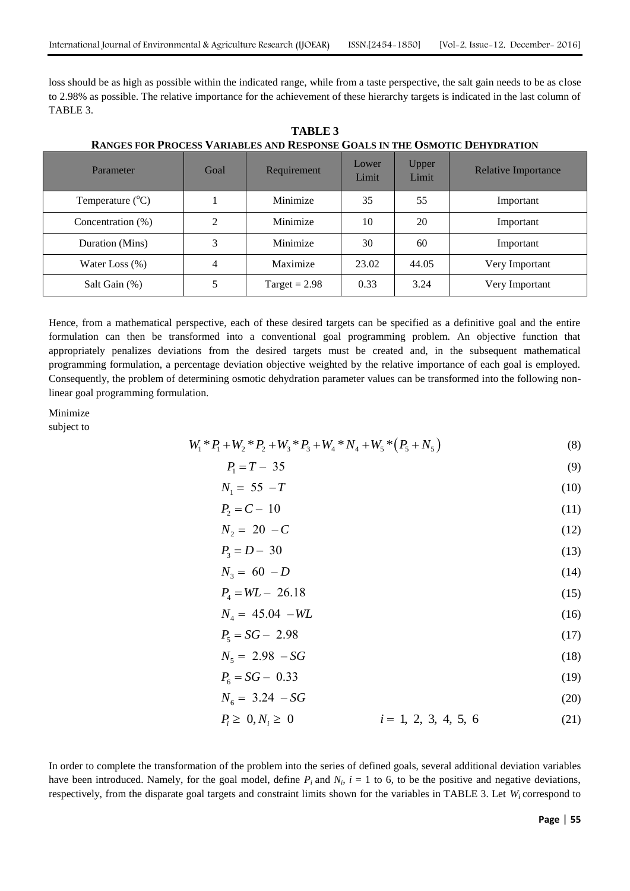loss should be as high as possible within the indicated range, while from a taste perspective, the salt gain needs to be as close to 2.98% as possible. The relative importance for the achievement of these hierarchy targets is indicated in the last column of TABLE 3.

**TABLE 3**
**RANGES FOR PROCESS VARIABLES AND RESPONSE GOALS IN THE OSMOTIC DEHYDRATION**

| Parameter | Goal | Requirement | Lower Limit | Upper Limit | Relative Importance |
|---|---|---|---|---|---|
| Temperature ($^oC$) | 1 | Minimize | 35 | 55 | Important |
| Concentration (%) | 2 | Minimize | 10 | 20 | Important |
| Duration (Mins) | 3 | Minimize | 30 | 60 | Important |
| Water Loss (%) | 4 | Maximize | 23.02 | 44.05 | Very Important |
| Salt Gain (%) | 5 | Target = 2.98 | 0.33 | 3.24 | Very Important |

Hence, from a mathematical perspective, each of these desired targets can be specified as a definitive goal and the entire formulation can then be transformed into a conventional goal programming problem. An objective function that appropriately penalizes deviations from the desired targets must be created and, in the subsequent mathematical programming formulation, a percentage deviation objective weighted by the relative importance of each goal is employed. Consequently, the problem of determining osmotic dehydration parameter values can be transformed into the following non-linear goal programming formulation.

Minimize
subject to

$$W_1 * P_1 + W_2 * P_2 + W_3 * P_3 + W_4 * N_4 + W_5 * \left(P_5 + N_5\right) \tag{8}$$

$$P_1 = T - 35 \tag{9}$$

$$N_1 = 55 - T \tag{10}$$

$$P_2 = C - 10 \tag{11}$$

$$N_2 = 20 - C \tag{12}$$

$$P_3 = D - 30 \tag{13}$$

$$N_3 = 60 - D \tag{14}$$

$$P_4 = WL - 26.18 \tag{15}$$

$$N_4 = 45.04 - WL \tag{16}$$

$$P_5 = SG - 2.98 \tag{17}$$

$$N_5 = 2.98 - SG \tag{18}$$

$$P_6 = SG - 0.33 \tag{19}$$

$$N_6 = 3.24 - SG \tag{20}$$

$$P_i \geq 0, N_i \geq 0 \qquad i = 1, 2, 3, 4, 5, 6 \tag{21}$$

In order to complete the transformation of the problem into the series of defined goals, several additional deviation variables have been introduced. Namely, for the goal model, define $P_i$ and $N_i$, $i = 1$ to 6, to be the positive and negative deviations, respectively, from the disparate goal targets and constraint limits shown for the variables in TABLE 3. Let $W_i$ correspond to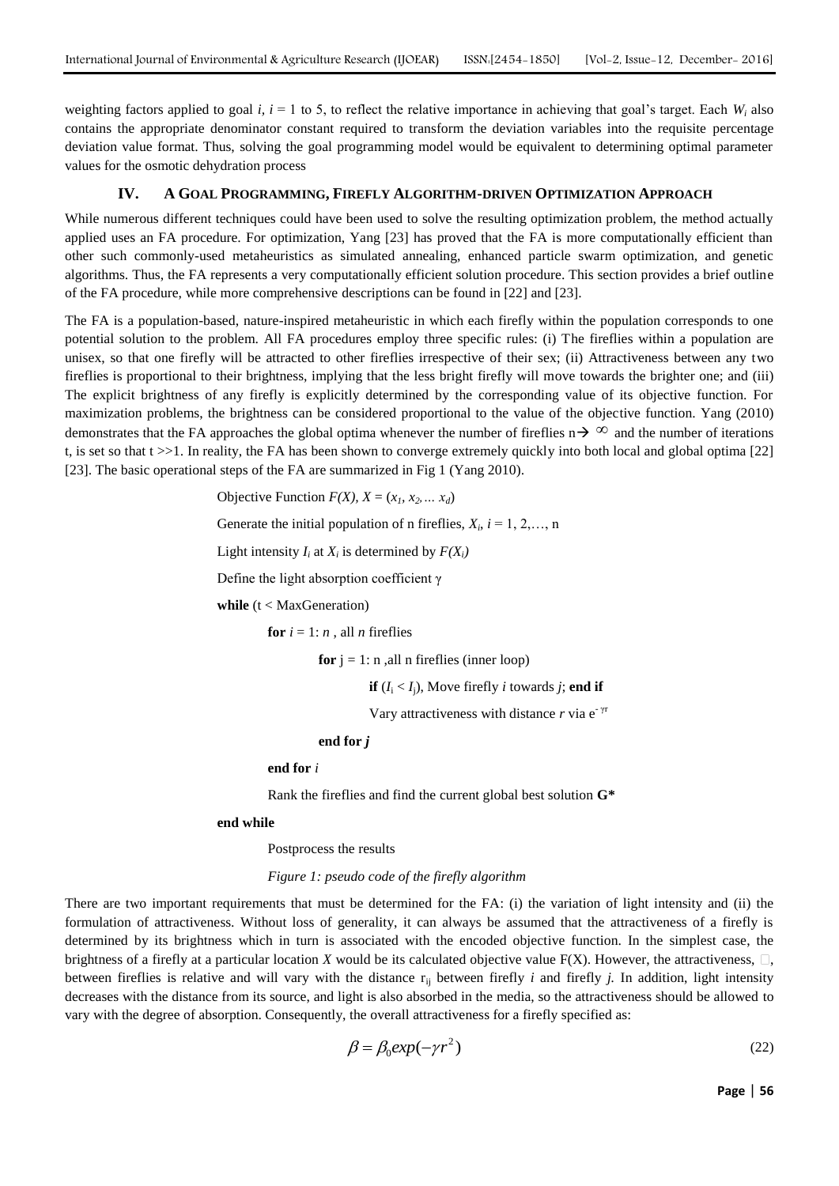weighting factors applied to goal $i$, $i = 1$ to 5, to reflect the relative importance in achieving that goal's target. Each $W_i$ also contains the appropriate denominator constant required to transform the deviation variables into the requisite percentage deviation value format. Thus, solving the goal programming model would be equivalent to determining optimal parameter values for the osmotic dehydration process

## IV. A Goal Programming, Firefly Algorithm-driven Optimization Approach

While numerous different techniques could have been used to solve the resulting optimization problem, the method actually applied uses an FA procedure. For optimization, Yang [23] has proved that the FA is more computationally efficient than other such commonly-used metaheuristics as simulated annealing, enhanced particle swarm optimization, and genetic algorithms. Thus, the FA represents a very computationally efficient solution procedure. This section provides a brief outline of the FA procedure, while more comprehensive descriptions can be found in [22] and [23].

The FA is a population-based, nature-inspired metaheuristic in which each firefly within the population corresponds to one potential solution to the problem. All FA procedures employ three specific rules: (i) The fireflies within a population are unisex, so that one firefly will be attracted to other fireflies irrespective of their sex; (ii) Attractiveness between any two fireflies is proportional to their brightness, implying that the less bright firefly will move towards the brighter one; and (iii) The explicit brightness of any firefly is explicitly determined by the corresponding value of its objective function. For maximization problems, the brightness can be considered proportional to the value of the objective function. Yang (2010) demonstrates that the FA approaches the global optima whenever the number of fireflies $n \rightarrow \infty$ and the number of iterations t, is set so that $t \gg 1$. In reality, the FA has been shown to converge extremely quickly into both local and global optima [22] [23]. The basic operational steps of the FA are summarized in Fig 1 (Yang 2010).

```
Objective Function F(X), X = (x1, x2, … xd)
Generate the initial population of n fireflies, Xi, i = 1, 2,…, n
Light intensity Ii at Xi is determined by F(Xi)
Define the light absorption coefficient γ
while (t < MaxGeneration)
    for i = 1: n , all n fireflies
        for j = 1: n ,all n fireflies (inner loop)
            if (Ii < Ij), Move firefly i towards j; end if
            Vary attractiveness with distance r via e^(-γr)
        end for j
    end for i
    Rank the fireflies and find the current global best solution G*
end while
    Postprocess the results
```

*Figure 1: pseudo code of the firefly algorithm*

There are two important requirements that must be determined for the FA: (i) the variation of light intensity and (ii) the formulation of attractiveness. Without loss of generality, it can always be assumed that the attractiveness of a firefly is determined by its brightness which in turn is associated with the encoded objective function. In the simplest case, the brightness of a firefly at a particular location $X$ would be its calculated objective value F(X). However, the attractiveness, $\beta$, between fireflies is relative and will vary with the distance $r_{ij}$ between firefly $i$ and firefly $j$. In addition, light intensity decreases with the distance from its source, and light is also absorbed in the media, so the attractiveness should be allowed to vary with the degree of absorption. Consequently, the overall attractiveness for a firefly specified as:

$$\beta = \beta_0 exp(-\gamma r^2) \tag{22}$$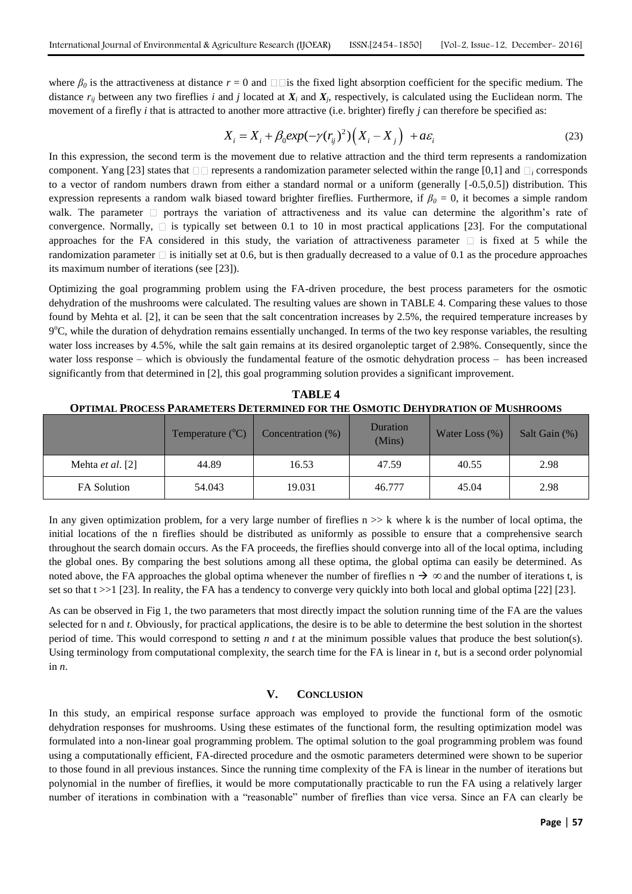where $\beta_0$ is the attractiveness at distance $r = 0$ and  is the fixed light absorption coefficient for the specific medium. The distance $r_{ij}$ between any two fireflies $i$ and $j$ located at $X_i$ and $X_j$, respectively, is calculated using the Euclidean norm. The movement of a firefly $i$ that is attracted to another more attractive (i.e. brighter) firefly $j$ can therefore be specified as:

$$X_i = X_i + \beta_0 exp(-\gamma(r_{ij})^2)\left(X_i - X_j\right) + a\varepsilon_i \tag{23}$$

In this expression, the second term is the movement due to relative attraction and the third term represents a randomization component. Yang [23] states that  represents a randomization parameter selected within the range [0,1] and $_i$ corresponds to a vector of random numbers drawn from either a standard normal or a uniform (generally [-0.5,0.5]) distribution. This expression represents a random walk biased toward brighter fireflies. Furthermore, if $\beta_0 = 0$, it becomes a simple random walk. The parameter  portrays the variation of attractiveness and its value can determine the algorithm's rate of convergence. Normally,  is typically set between 0.1 to 10 in most practical applications [23]. For the computational approaches for the FA considered in this study, the variation of attractiveness parameter  is fixed at 5 while the randomization parameter  is initially set at 0.6, but is then gradually decreased to a value of 0.1 as the procedure approaches its maximum number of iterations (see [23]).

Optimizing the goal programming problem using the FA-driven procedure, the best process parameters for the osmotic dehydration of the mushrooms were calculated. The resulting values are shown in TABLE 4. Comparing these values to those found by Mehta et al. [2], it can be seen that the salt concentration increases by 2.5%, the required temperature increases by 9°C, while the duration of dehydration remains essentially unchanged. In terms of the two key response variables, the resulting water loss increases by 4.5%, while the salt gain remains at its desired organoleptic target of 2.98%. Consequently, since the water loss response – which is obviously the fundamental feature of the osmotic dehydration process – has been increased significantly from that determined in [2], this goal programming solution provides a significant improvement.

**TABLE 4**
**OPTIMAL PROCESS PARAMETERS DETERMINED FOR THE OSMOTIC DEHYDRATION OF MUSHROOMS**

| | Temperature (°C) | Concentration (%) | Duration (Mins) | Water Loss (%) | Salt Gain (%) |
|---|---|---|---|---|---|
| Mehta *et al.* [2] | 44.89 | 16.53 | 47.59 | 40.55 | 2.98 |
| FA Solution | 54.043 | 19.031 | 46.777 | 45.04 | 2.98 |

In any given optimization problem, for a very large number of fireflies $n >> k$ where k is the number of local optima, the initial locations of the n fireflies should be distributed as uniformly as possible to ensure that a comprehensive search throughout the search domain occurs. As the FA proceeds, the fireflies should converge into all of the local optima, including the global ones. By comparing the best solutions among all these optima, the global optima can easily be determined. As noted above, the FA approaches the global optima whenever the number of fireflies $n \rightarrow \infty$ and the number of iterations t, is set so that $t >> 1$ [23]. In reality, the FA has a tendency to converge very quickly into both local and global optima [22] [23].

As can be observed in Fig 1, the two parameters that most directly impact the solution running time of the FA are the values selected for n and *t*. Obviously, for practical applications, the desire is to be able to determine the best solution in the shortest period of time. This would correspond to setting *n* and *t* at the minimum possible values that produce the best solution(s). Using terminology from computational complexity, the search time for the FA is linear in *t*, but is a second order polynomial in *n*.

## V. CONCLUSION

In this study, an empirical response surface approach was employed to provide the functional form of the osmotic dehydration responses for mushrooms. Using these estimates of the functional form, the resulting optimization model was formulated into a non-linear goal programming problem. The optimal solution to the goal programming problem was found using a computationally efficient, FA-directed procedure and the osmotic parameters determined were shown to be superior to those found in all previous instances. Since the running time complexity of the FA is linear in the number of iterations but polynomial in the number of fireflies, it would be more computationally practicable to run the FA using a relatively larger number of iterations in combination with a "reasonable" number of fireflies than vice versa. Since an FA can clearly be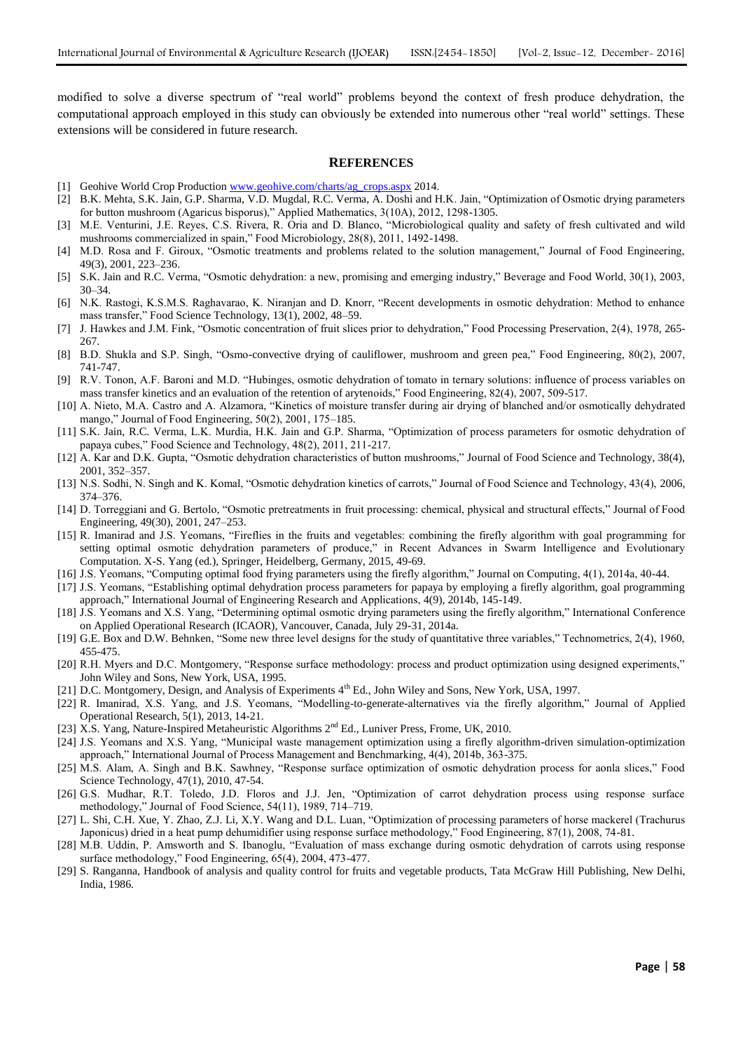modified to solve a diverse spectrum of "real world" problems beyond the context of fresh produce dehydration, the computational approach employed in this study can obviously be extended into numerous other "real world" settings. These extensions will be considered in future research.

## REFERENCES

[1] Geohive World Crop Production www.geohive.com/charts/ag_crops.aspx 2014.

[2] B.K. Mehta, S.K. Jain, G.P. Sharma, V.D. Mugdal, R.C. Verma, A. Doshi and H.K. Jain, "Optimization of Osmotic drying parameters for button mushroom (Agaricus bisporus)," Applied Mathematics, 3(10A), 2012, 1298-1305.

[3] M.E. Venturini, J.E. Reyes, C.S. Rivera, R. Oria and D. Blanco, "Microbiological quality and safety of fresh cultivated and wild mushrooms commercialized in spain," Food Microbiology, 28(8), 2011, 1492-1498.

[4] M.D. Rosa and F. Giroux, "Osmotic treatments and problems related to the solution management," Journal of Food Engineering, 49(3), 2001, 223–236.

[5] S.K. Jain and R.C. Verma, "Osmotic dehydration: a new, promising and emerging industry," Beverage and Food World, 30(1), 2003, 30–34.

[6] N.K. Rastogi, K.S.M.S. Raghavarao, K. Niranjan and D. Knorr, "Recent developments in osmotic dehydration: Method to enhance mass transfer," Food Science Technology, 13(1), 2002, 48–59.

[7] J. Hawkes and J.M. Fink, "Osmotic concentration of fruit slices prior to dehydration," Food Processing Preservation, 2(4), 1978, 265-267.

[8] B.D. Shukla and S.P. Singh, "Osmo-convective drying of cauliflower, mushroom and green pea," Food Engineering, 80(2), 2007, 741-747.

[9] R.V. Tonon, A.F. Baroni and M.D. "Hubinges, osmotic dehydration of tomato in ternary solutions: influence of process variables on mass transfer kinetics and an evaluation of the retention of arytenoids," Food Engineering, 82(4), 2007, 509-517.

[10] A. Nieto, M.A. Castro and A. Alzamora, "Kinetics of moisture transfer during air drying of blanched and/or osmotically dehydrated mango," Journal of Food Engineering, 50(2), 2001, 175–185.

[11] S.K. Jain, R.C. Verma, L.K. Murdia, H.K. Jain and G.P. Sharma, "Optimization of process parameters for osmotic dehydration of papaya cubes," Food Science and Technology, 48(2), 2011, 211-217.

[12] A. Kar and D.K. Gupta, "Osmotic dehydration characteristics of button mushrooms," Journal of Food Science and Technology, 38(4), 2001, 352–357.

[13] N.S. Sodhi, N. Singh and K. Komal, "Osmotic dehydration kinetics of carrots," Journal of Food Science and Technology, 43(4), 2006, 374–376.

[14] D. Torreggiani and G. Bertolo, "Osmotic pretreatments in fruit processing: chemical, physical and structural effects," Journal of Food Engineering, 49(30), 2001, 247–253.

[15] R. Imanirad and J.S. Yeomans, "Fireflies in the fruits and vegetables: combining the firefly algorithm with goal programming for setting optimal osmotic dehydration parameters of produce," in Recent Advances in Swarm Intelligence and Evolutionary Computation. X-S. Yang (ed.), Springer, Heidelberg, Germany, 2015, 49-69.

[16] J.S. Yeomans, "Computing optimal food frying parameters using the firefly algorithm," Journal on Computing, 4(1), 2014a, 40-44.

[17] J.S. Yeomans, "Establishing optimal dehydration process parameters for papaya by employing a firefly algorithm, goal programming approach," International Journal of Engineering Research and Applications, 4(9), 2014b, 145-149.

[18] J.S. Yeomans and X.S. Yang, "Determining optimal osmotic drying parameters using the firefly algorithm," International Conference on Applied Operational Research (ICAOR), Vancouver, Canada, July 29-31, 2014a.

[19] G.E. Box and D.W. Behnken, "Some new three level designs for the study of quantitative three variables," Technometrics, 2(4), 1960, 455-475.

[20] R.H. Myers and D.C. Montgomery, "Response surface methodology: process and product optimization using designed experiments," John Wiley and Sons, New York, USA, 1995.

[21] D.C. Montgomery, Design, and Analysis of Experiments 4th Ed., John Wiley and Sons, New York, USA, 1997.

[22] R. Imanirad, X.S. Yang, and J.S. Yeomans, "Modelling-to-generate-alternatives via the firefly algorithm," Journal of Applied Operational Research, 5(1), 2013, 14-21.

[23] X.S. Yang, Nature-Inspired Metaheuristic Algorithms 2nd Ed., Luniver Press, Frome, UK, 2010.

[24] J.S. Yeomans and X.S. Yang, "Municipal waste management optimization using a firefly algorithm-driven simulation-optimization approach," International Journal of Process Management and Benchmarking, 4(4), 2014b, 363-375.

[25] M.S. Alam, A. Singh and B.K. Sawhney, "Response surface optimization of osmotic dehydration process for aonla slices," Food Science Technology, 47(1), 2010, 47-54.

[26] G.S. Mudhar, R.T. Toledo, J.D. Floros and J.J. Jen, "Optimization of carrot dehydration process using response surface methodology," Journal of Food Science, 54(11), 1989, 714–719.

[27] L. Shi, C.H. Xue, Y. Zhao, Z.J. Li, X.Y. Wang and D.L. Luan, "Optimization of processing parameters of horse mackerel (Trachurus Japonicus) dried in a heat pump dehumidifier using response surface methodology," Food Engineering, 87(1), 2008, 74-81.

[28] M.B. Uddin, P. Amsworth and S. Ibanoglu, "Evaluation of mass exchange during osmotic dehydration of carrots using response surface methodology," Food Engineering, 65(4), 2004, 473-477.

[29] S. Ranganna, Handbook of analysis and quality control for fruits and vegetable products, Tata McGraw Hill Publishing, New Delhi, India, 1986.